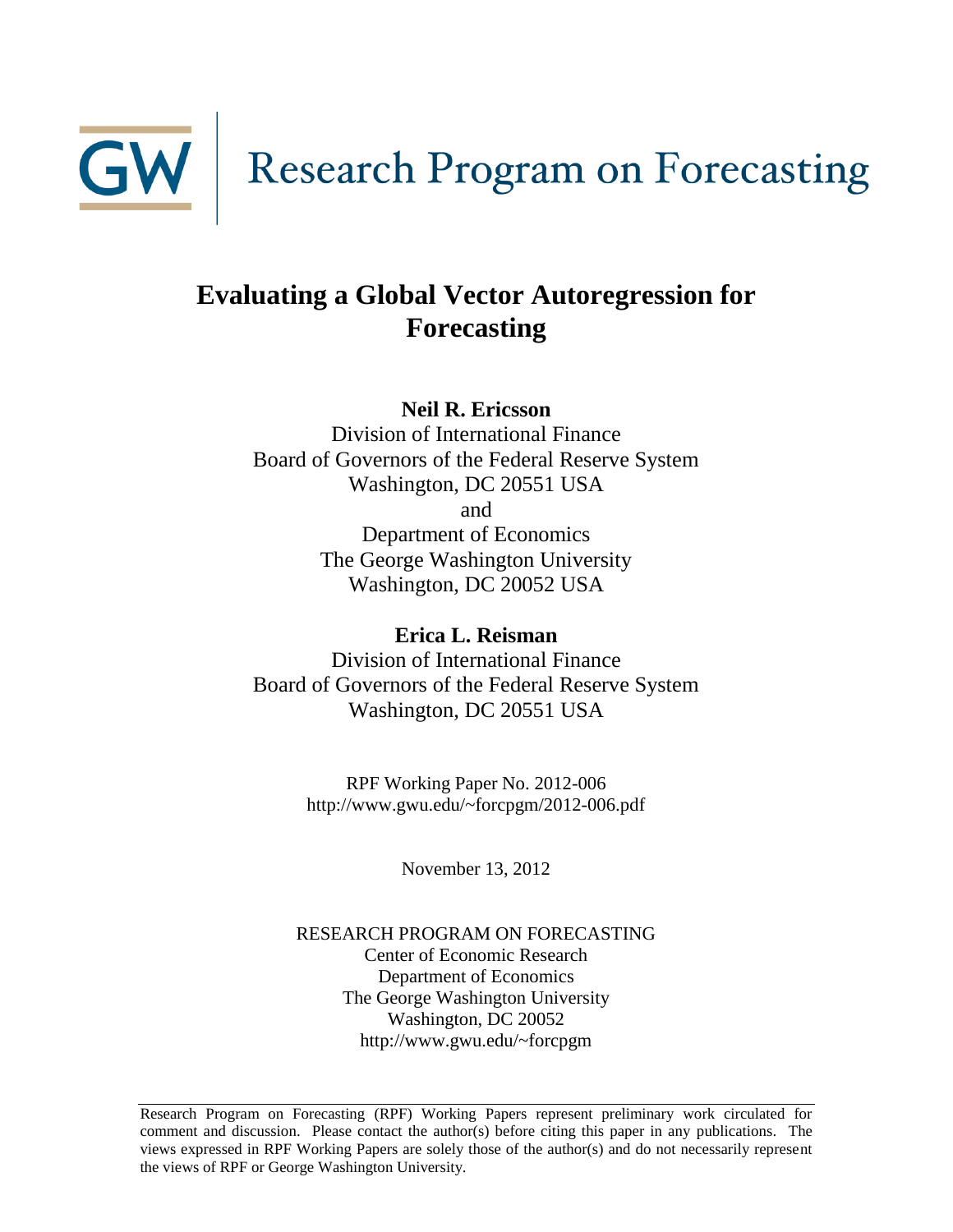GW | Research Program on Forecasting

# Evaluating a Global Vector Autoregression for Forecasting

**Neil R. Ericsson**
Division of International Finance
Board of Governors of the Federal Reserve System
Washington, DC 20551 USA
and
Department of Economics
The George Washington University
Washington, DC 20052 USA

**Erica L. Reisman**
Division of International Finance
Board of Governors of the Federal Reserve System
Washington, DC 20551 USA

RPF Working Paper No. 2012-006
http://www.gwu.edu/~forcpgm/2012-006.pdf

November 13, 2012

RESEARCH PROGRAM ON FORECASTING
Center of Economic Research
Department of Economics
The George Washington University
Washington, DC 20052
http://www.gwu.edu/~forcpgm

---

Research Program on Forecasting (RPF) Working Papers represent preliminary work circulated for comment and discussion. Please contact the author(s) before citing this paper in any publications. The views expressed in RPF Working Papers are solely those of the author(s) and do not necessarily represent the views of RPF or George Washington University.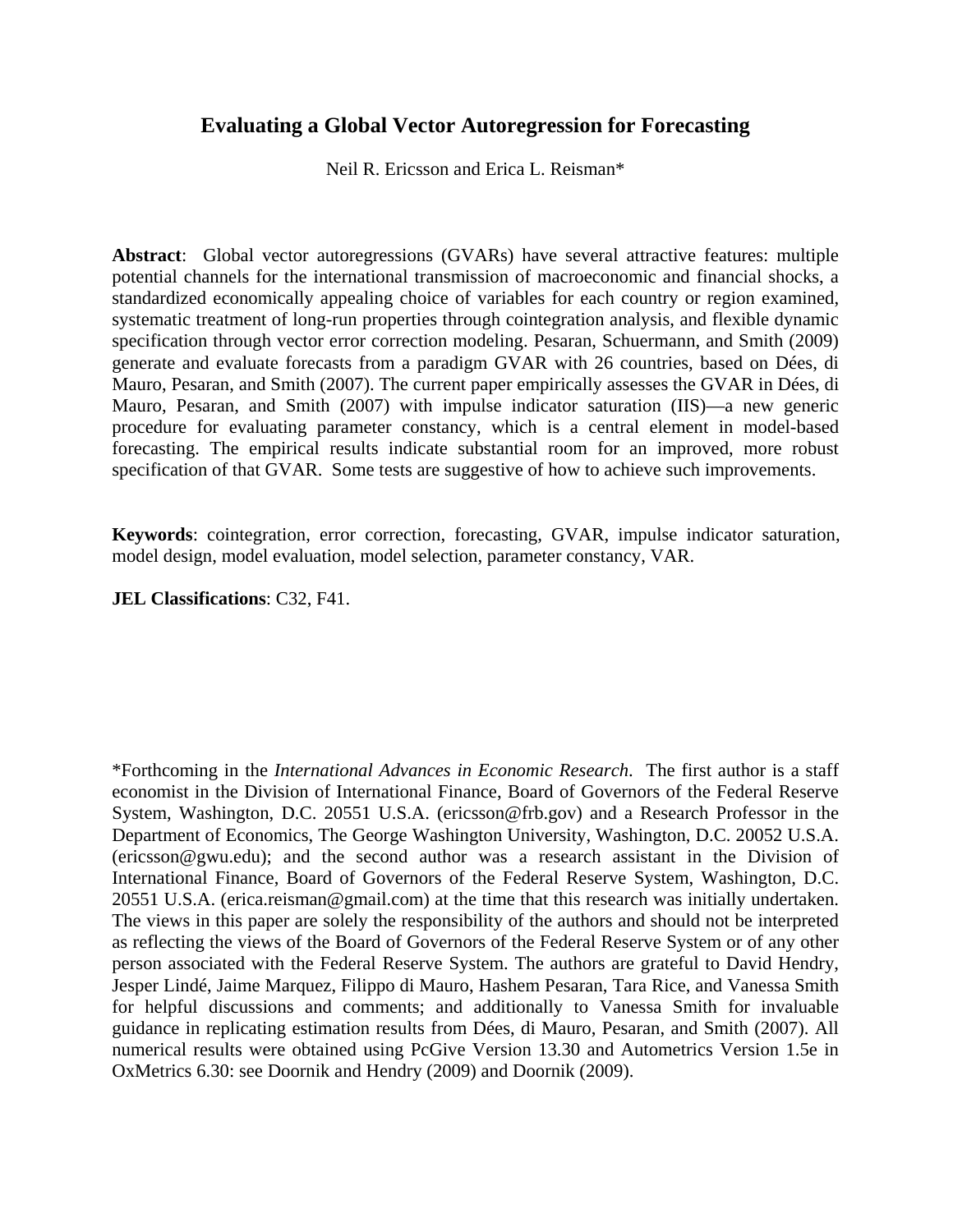# Evaluating a Global Vector Autoregression for Forecasting

Neil R. Ericsson and Erica L. Reisman*

**Abstract**: Global vector autoregressions (GVARs) have several attractive features: multiple potential channels for the international transmission of macroeconomic and financial shocks, a standardized economically appealing choice of variables for each country or region examined, systematic treatment of long-run properties through cointegration analysis, and flexible dynamic specification through vector error correction modeling. Pesaran, Schuermann, and Smith (2009) generate and evaluate forecasts from a paradigm GVAR with 26 countries, based on Dées, di Mauro, Pesaran, and Smith (2007). The current paper empirically assesses the GVAR in Dées, di Mauro, Pesaran, and Smith (2007) with impulse indicator saturation (IIS)—a new generic procedure for evaluating parameter constancy, which is a central element in model-based forecasting. The empirical results indicate substantial room for an improved, more robust specification of that GVAR. Some tests are suggestive of how to achieve such improvements.

**Keywords**: cointegration, error correction, forecasting, GVAR, impulse indicator saturation, model design, model evaluation, model selection, parameter constancy, VAR.

**JEL Classifications**: C32, F41.

*Forthcoming in the *International Advances in Economic Research*. The first author is a staff economist in the Division of International Finance, Board of Governors of the Federal Reserve System, Washington, D.C. 20551 U.S.A. (ericsson@frb.gov) and a Research Professor in the Department of Economics, The George Washington University, Washington, D.C. 20052 U.S.A. (ericsson@gwu.edu); and the second author was a research assistant in the Division of International Finance, Board of Governors of the Federal Reserve System, Washington, D.C. 20551 U.S.A. (erica.reisman@gmail.com) at the time that this research was initially undertaken. The views in this paper are solely the responsibility of the authors and should not be interpreted as reflecting the views of the Board of Governors of the Federal Reserve System or of any other person associated with the Federal Reserve System. The authors are grateful to David Hendry, Jesper Lindé, Jaime Marquez, Filippo di Mauro, Hashem Pesaran, Tara Rice, and Vanessa Smith for helpful discussions and comments; and additionally to Vanessa Smith for invaluable guidance in replicating estimation results from Dées, di Mauro, Pesaran, and Smith (2007). All numerical results were obtained using PcGive Version 13.30 and Autometrics Version 1.5e in OxMetrics 6.30: see Doornik and Hendry (2009) and Doornik (2009).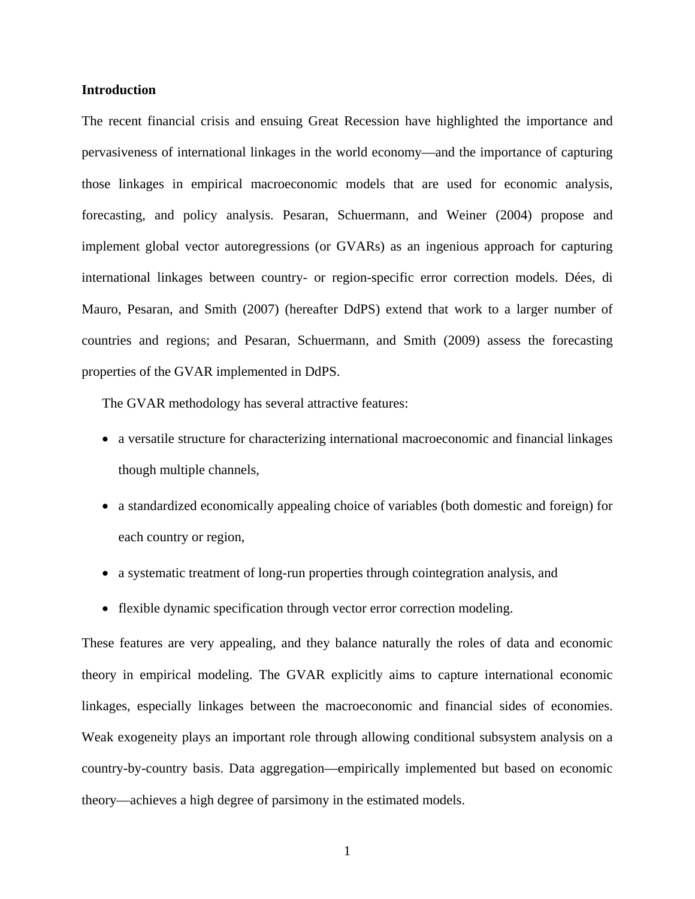**Introduction**

The recent financial crisis and ensuing Great Recession have highlighted the importance and pervasiveness of international linkages in the world economy—and the importance of capturing those linkages in empirical macroeconomic models that are used for economic analysis, forecasting, and policy analysis. Pesaran, Schuermann, and Weiner (2004) propose and implement global vector autoregressions (or GVARs) as an ingenious approach for capturing international linkages between country- or region-specific error correction models. Dées, di Mauro, Pesaran, and Smith (2007) (hereafter DdPS) extend that work to a larger number of countries and regions; and Pesaran, Schuermann, and Smith (2009) assess the forecasting properties of the GVAR implemented in DdPS.

The GVAR methodology has several attractive features:

- a versatile structure for characterizing international macroeconomic and financial linkages though multiple channels,
- a standardized economically appealing choice of variables (both domestic and foreign) for each country or region,
- a systematic treatment of long-run properties through cointegration analysis, and
- flexible dynamic specification through vector error correction modeling.

These features are very appealing, and they balance naturally the roles of data and economic theory in empirical modeling. The GVAR explicitly aims to capture international economic linkages, especially linkages between the macroeconomic and financial sides of economies. Weak exogeneity plays an important role through allowing conditional subsystem analysis on a country-by-country basis. Data aggregation—empirically implemented but based on economic theory—achieves a high degree of parsimony in the estimated models.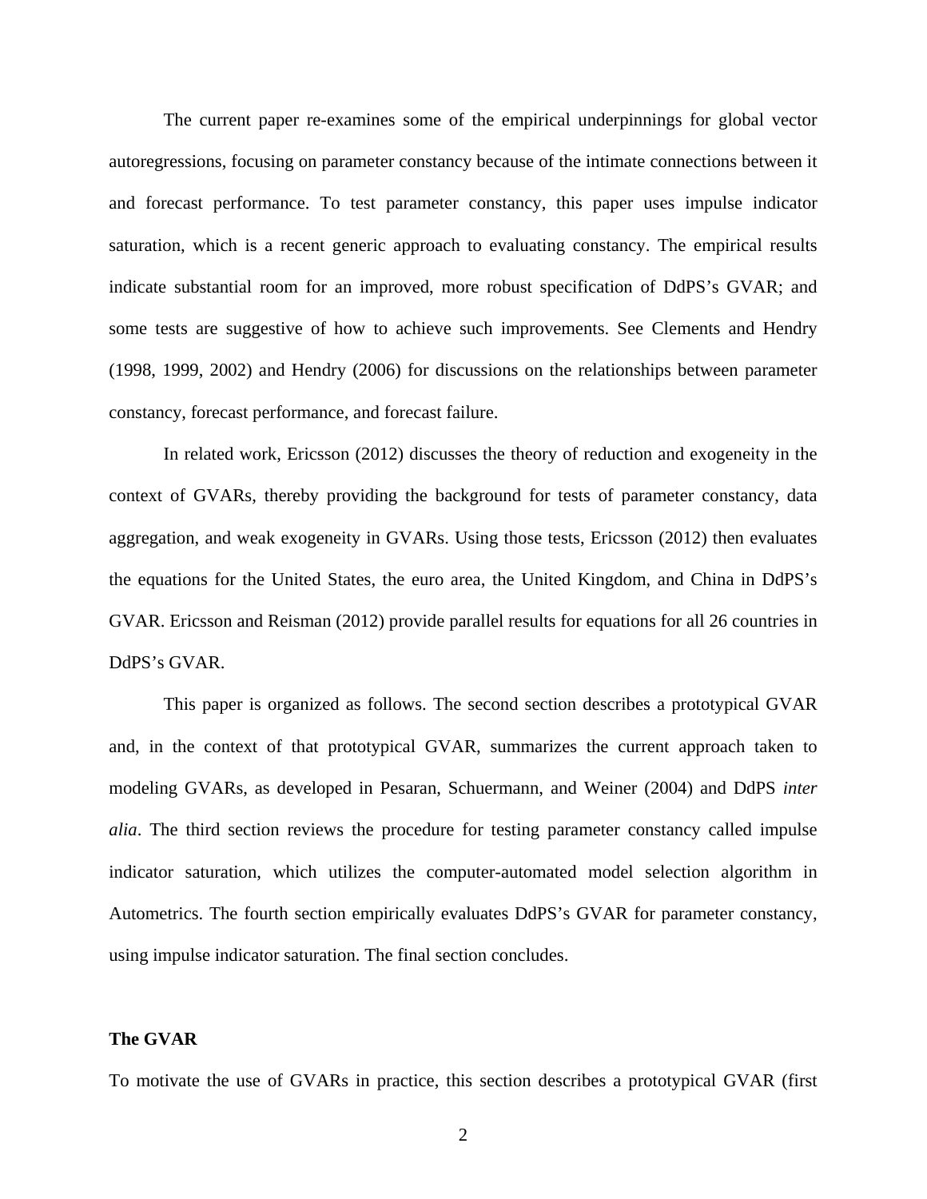The current paper re-examines some of the empirical underpinnings for global vector autoregressions, focusing on parameter constancy because of the intimate connections between it and forecast performance. To test parameter constancy, this paper uses impulse indicator saturation, which is a recent generic approach to evaluating constancy. The empirical results indicate substantial room for an improved, more robust specification of DdPS's GVAR; and some tests are suggestive of how to achieve such improvements. See Clements and Hendry (1998, 1999, 2002) and Hendry (2006) for discussions on the relationships between parameter constancy, forecast performance, and forecast failure.

In related work, Ericsson (2012) discusses the theory of reduction and exogeneity in the context of GVARs, thereby providing the background for tests of parameter constancy, data aggregation, and weak exogeneity in GVARs. Using those tests, Ericsson (2012) then evaluates the equations for the United States, the euro area, the United Kingdom, and China in DdPS's GVAR. Ericsson and Reisman (2012) provide parallel results for equations for all 26 countries in DdPS's GVAR.

This paper is organized as follows. The second section describes a prototypical GVAR and, in the context of that prototypical GVAR, summarizes the current approach taken to modeling GVARs, as developed in Pesaran, Schuermann, and Weiner (2004) and DdPS *inter alia*. The third section reviews the procedure for testing parameter constancy called impulse indicator saturation, which utilizes the computer-automated model selection algorithm in Autometrics. The fourth section empirically evaluates DdPS's GVAR for parameter constancy, using impulse indicator saturation. The final section concludes.

## The GVAR

To motivate the use of GVARs in practice, this section describes a prototypical GVAR (first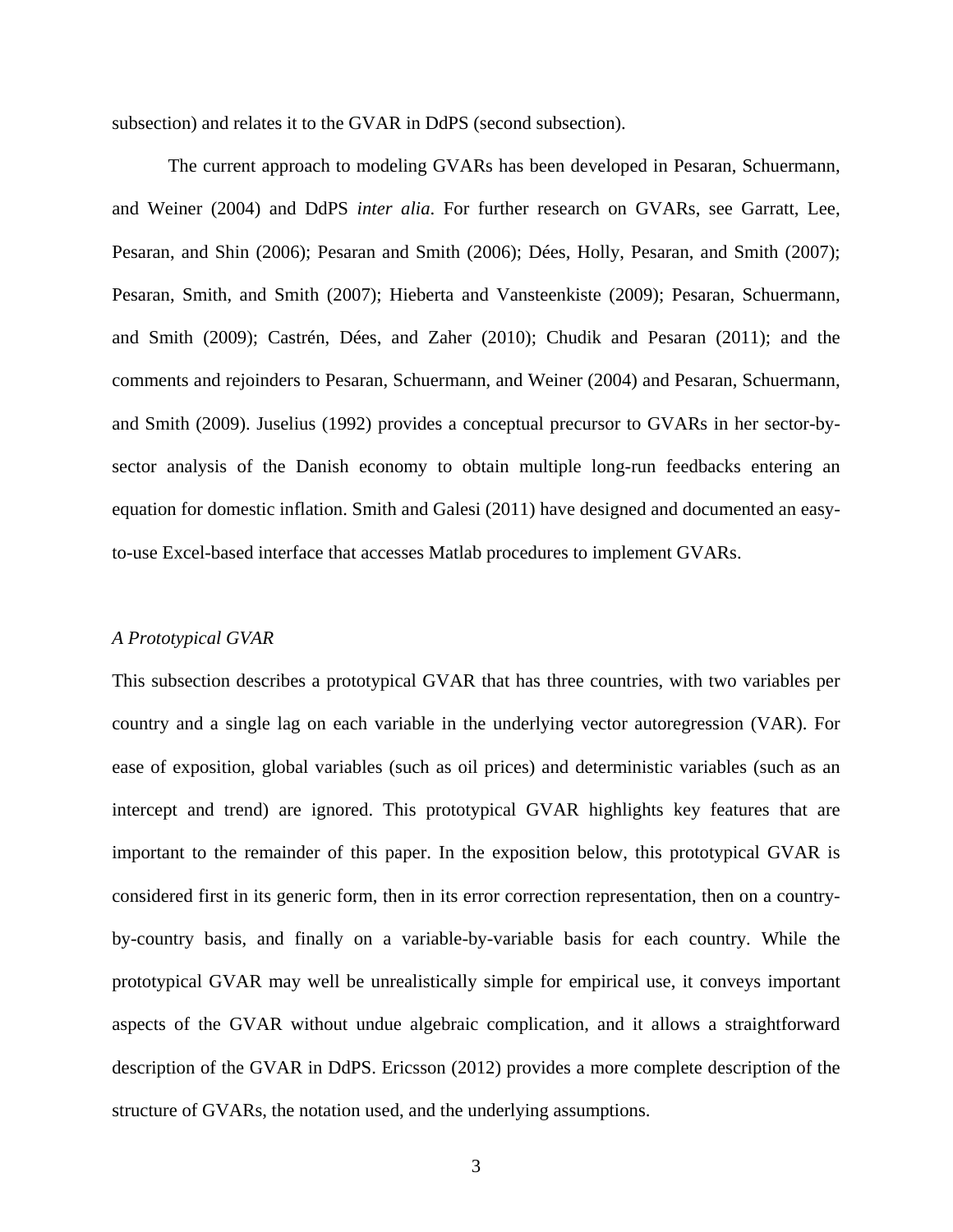subsection) and relates it to the GVAR in DdPS (second subsection).

The current approach to modeling GVARs has been developed in Pesaran, Schuermann, and Weiner (2004) and DdPS *inter alia*. For further research on GVARs, see Garratt, Lee, Pesaran, and Shin (2006); Pesaran and Smith (2006); Dées, Holly, Pesaran, and Smith (2007); Pesaran, Smith, and Smith (2007); Hieberta and Vansteenkiste (2009); Pesaran, Schuermann, and Smith (2009); Castrén, Dées, and Zaher (2010); Chudik and Pesaran (2011); and the comments and rejoinders to Pesaran, Schuermann, and Weiner (2004) and Pesaran, Schuermann, and Smith (2009). Juselius (1992) provides a conceptual precursor to GVARs in her sector-by-sector analysis of the Danish economy to obtain multiple long-run feedbacks entering an equation for domestic inflation. Smith and Galesi (2011) have designed and documented an easy-to-use Excel-based interface that accesses Matlab procedures to implement GVARs.

### *A Prototypical GVAR*

This subsection describes a prototypical GVAR that has three countries, with two variables per country and a single lag on each variable in the underlying vector autoregression (VAR). For ease of exposition, global variables (such as oil prices) and deterministic variables (such as an intercept and trend) are ignored. This prototypical GVAR highlights key features that are important to the remainder of this paper. In the exposition below, this prototypical GVAR is considered first in its generic form, then in its error correction representation, then on a country-by-country basis, and finally on a variable-by-variable basis for each country. While the prototypical GVAR may well be unrealistically simple for empirical use, it conveys important aspects of the GVAR without undue algebraic complication, and it allows a straightforward description of the GVAR in DdPS. Ericsson (2012) provides a more complete description of the structure of GVARs, the notation used, and the underlying assumptions.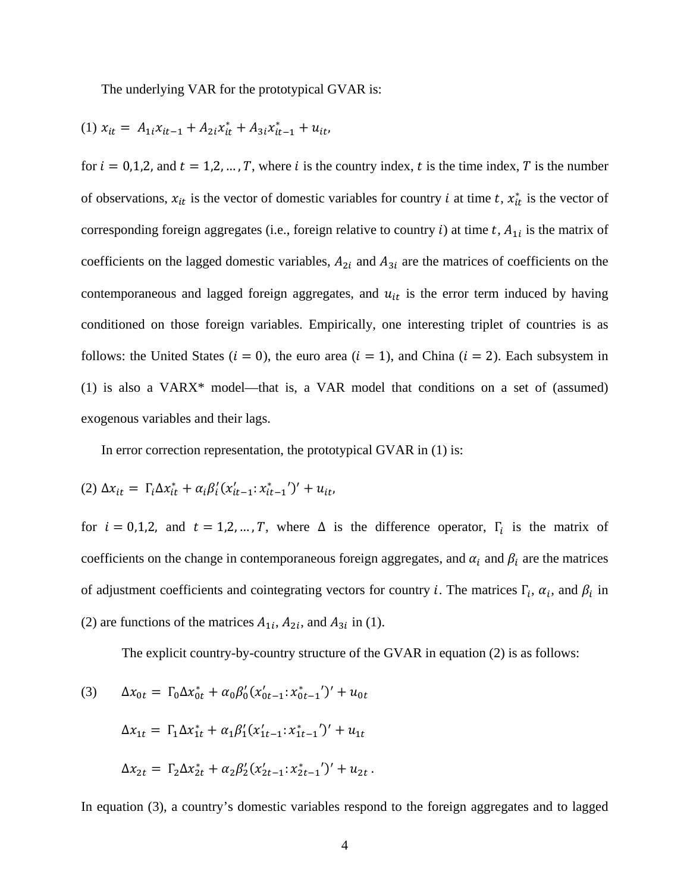The underlying VAR for the prototypical GVAR is:

$$(1)\ x_{it} = A_{1i} x_{it-1} + A_{2i} x_{it}^{*} + A_{3i} x_{it-1}^{*} + u_{it},$$

for $i = 0,1,2,$ and $t = 1,2,\ldots,T$, where $i$ is the country index, $t$ is the time index, $T$ is the number of observations, $x_{it}$ is the vector of domestic variables for country $i$ at time $t$, $x_{it}^{*}$ is the vector of corresponding foreign aggregates (i.e., foreign relative to country $i$) at time $t$, $A_{1i}$ is the matrix of coefficients on the lagged domestic variables, $A_{2i}$ and $A_{3i}$ are the matrices of coefficients on the contemporaneous and lagged foreign aggregates, and $u_{it}$ is the error term induced by having conditioned on those foreign variables. Empirically, one interesting triplet of countries is as follows: the United States ($i = 0$), the euro area ($i = 1$), and China ($i = 2$). Each subsystem in (1) is also a VARX* model—that is, a VAR model that conditions on a set of (assumed) exogenous variables and their lags.

In error correction representation, the prototypical GVAR in (1) is:

$$(2)\ \Delta x_{it} = \Gamma_i \Delta x_{it}^{*} + \alpha_i \beta_i' (x_{it-1}' : x_{it-1}^{*}{}')' + u_{it},$$

for $i = 0,1,2,$ and $t = 1,2,\ldots,T$, where $\Delta$ is the difference operator, $\Gamma_i$ is the matrix of coefficients on the change in contemporaneous foreign aggregates, and $\alpha_i$ and $\beta_i$ are the matrices of adjustment coefficients and cointegrating vectors for country $i$. The matrices $\Gamma_i$, $\alpha_i$, and $\beta_i$ in (2) are functions of the matrices $A_{1i}$, $A_{2i}$, and $A_{3i}$ in (1).

The explicit country-by-country structure of the GVAR in equation (2) is as follows:

$$(3)\quad \begin{aligned} \Delta x_{0t} &= \Gamma_0 \Delta x_{0t}^{*} + \alpha_0 \beta_0' (x_{0t-1}' : x_{0t-1}^{*}{}')' + u_{0t} \\ \Delta x_{1t} &= \Gamma_1 \Delta x_{1t}^{*} + \alpha_1 \beta_1' (x_{1t-1}' : x_{1t-1}^{*}{}')' + u_{1t} \\ \Delta x_{2t} &= \Gamma_2 \Delta x_{2t}^{*} + \alpha_2 \beta_2' (x_{2t-1}' : x_{2t-1}^{*}{}')' + u_{2t}\,. \end{aligned}$$

In equation (3), a country's domestic variables respond to the foreign aggregates and to lagged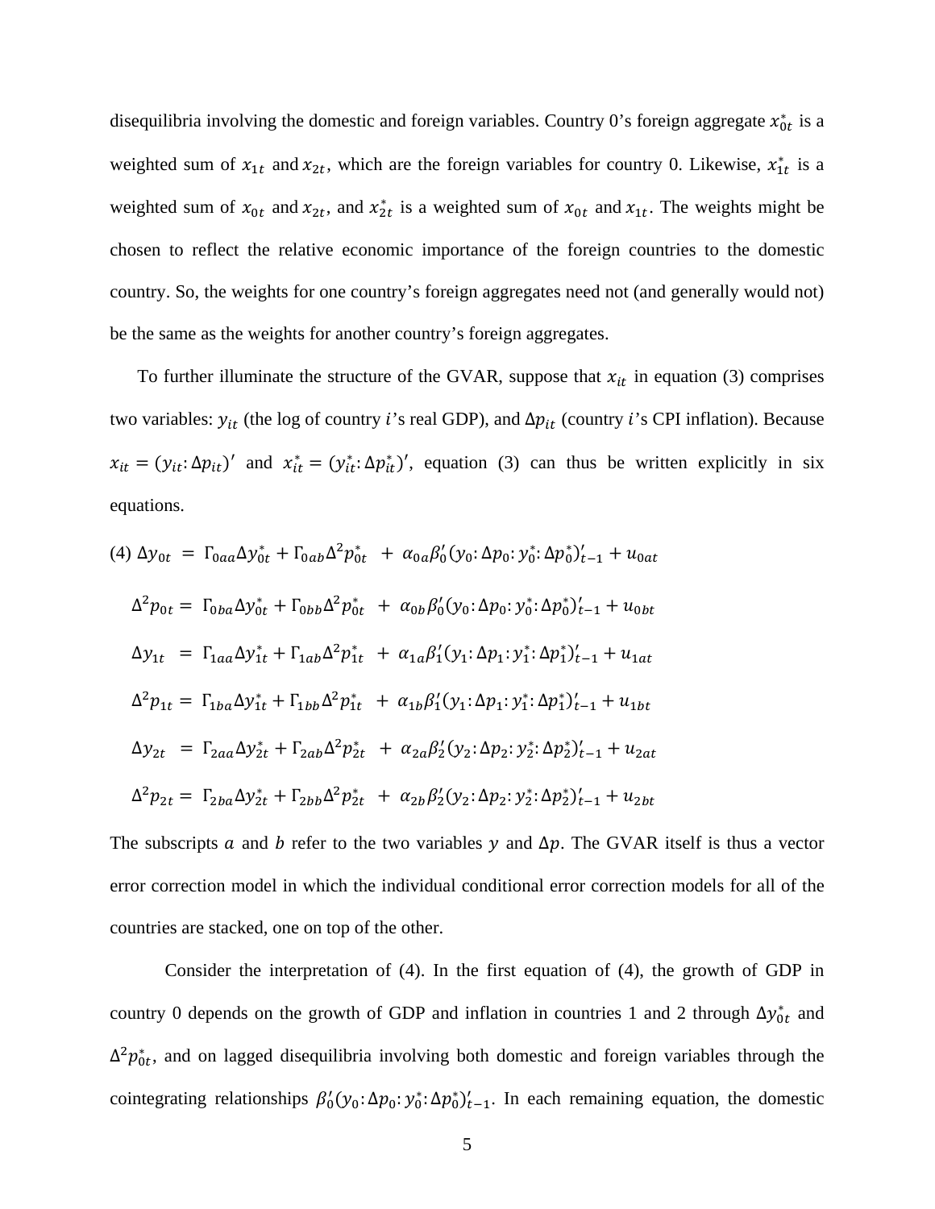disequilibria involving the domestic and foreign variables. Country 0's foreign aggregate $x_{0t}^{*}$ is a weighted sum of $x_{1t}$ and $x_{2t}$, which are the foreign variables for country 0. Likewise, $x_{1t}^{*}$ is a weighted sum of $x_{0t}$ and $x_{2t}$, and $x_{2t}^{*}$ is a weighted sum of $x_{0t}$ and $x_{1t}$. The weights might be chosen to reflect the relative economic importance of the foreign countries to the domestic country. So, the weights for one country's foreign aggregates need not (and generally would not) be the same as the weights for another country's foreign aggregates.

To further illuminate the structure of the GVAR, suppose that $x_{it}$ in equation (3) comprises two variables: $y_{it}$ (the log of country $i$'s real GDP), and $\Delta p_{it}$ (country $i$'s CPI inflation). Because $x_{it} = (y_{it} \colon \Delta p_{it})'$ and $x_{it}^{*} = (y_{it}^{*} \colon \Delta p_{it}^{*})'$, equation (3) can thus be written explicitly in six equations.

$$
\begin{aligned}
(4)\quad \Delta y_{0t} &= \Gamma_{0aa}\Delta y_{0t}^{*} + \Gamma_{0ab}\Delta^{2} p_{0t}^{*} + \alpha_{0a}\beta_{0}'(y_{0} \colon \Delta p_{0} \colon y_{0}^{*} \colon \Delta p_{0}^{*})_{t-1}' + u_{0at} \\
\Delta^{2} p_{0t} &= \Gamma_{0ba}\Delta y_{0t}^{*} + \Gamma_{0bb}\Delta^{2} p_{0t}^{*} + \alpha_{0b}\beta_{0}'(y_{0} \colon \Delta p_{0} \colon y_{0}^{*} \colon \Delta p_{0}^{*})_{t-1}' + u_{0bt} \\
\Delta y_{1t} &= \Gamma_{1aa}\Delta y_{1t}^{*} + \Gamma_{1ab}\Delta^{2} p_{1t}^{*} + \alpha_{1a}\beta_{1}'(y_{1} \colon \Delta p_{1} \colon y_{1}^{*} \colon \Delta p_{1}^{*})_{t-1}' + u_{1at} \\
\Delta^{2} p_{1t} &= \Gamma_{1ba}\Delta y_{1t}^{*} + \Gamma_{1bb}\Delta^{2} p_{1t}^{*} + \alpha_{1b}\beta_{1}'(y_{1} \colon \Delta p_{1} \colon y_{1}^{*} \colon \Delta p_{1}^{*})_{t-1}' + u_{1bt} \\
\Delta y_{2t} &= \Gamma_{2aa}\Delta y_{2t}^{*} + \Gamma_{2ab}\Delta^{2} p_{2t}^{*} + \alpha_{2a}\beta_{2}'(y_{2} \colon \Delta p_{2} \colon y_{2}^{*} \colon \Delta p_{2}^{*})_{t-1}' + u_{2at} \\
\Delta^{2} p_{2t} &= \Gamma_{2ba}\Delta y_{2t}^{*} + \Gamma_{2bb}\Delta^{2} p_{2t}^{*} + \alpha_{2b}\beta_{2}'(y_{2} \colon \Delta p_{2} \colon y_{2}^{*} \colon \Delta p_{2}^{*})_{t-1}' + u_{2bt}
\end{aligned}
$$

The subscripts $a$ and $b$ refer to the two variables $y$ and $\Delta p$. The GVAR itself is thus a vector error correction model in which the individual conditional error correction models for all of the countries are stacked, one on top of the other.

Consider the interpretation of (4). In the first equation of (4), the growth of GDP in country 0 depends on the growth of GDP and inflation in countries 1 and 2 through $\Delta y_{0t}^{*}$ and $\Delta^{2} p_{0t}^{*}$, and on lagged disequilibria involving both domestic and foreign variables through the cointegrating relationships $\beta_{0}'(y_{0} \colon \Delta p_{0} \colon y_{0}^{*} \colon \Delta p_{0}^{*})_{t-1}'$. In each remaining equation, the domestic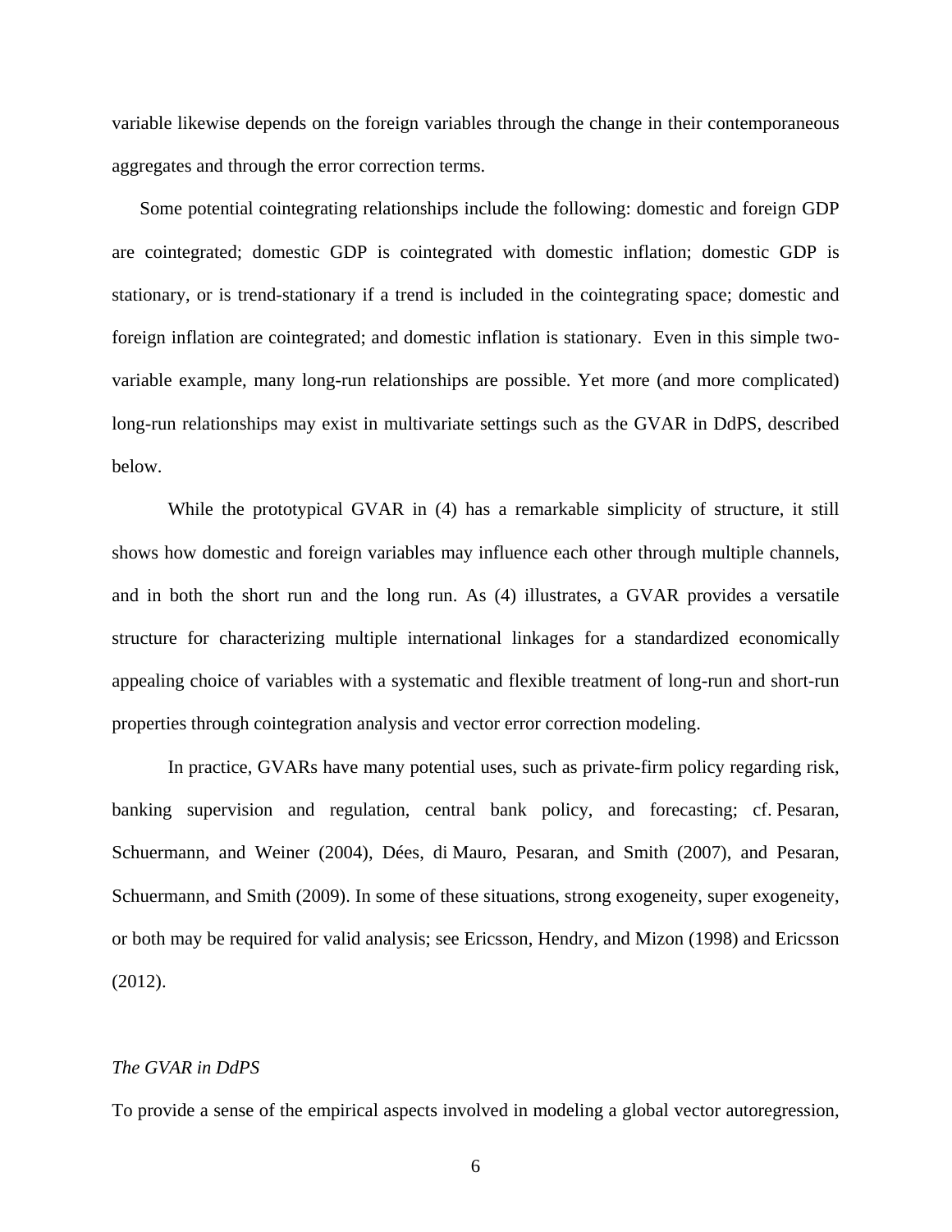variable likewise depends on the foreign variables through the change in their contemporaneous aggregates and through the error correction terms.

Some potential cointegrating relationships include the following: domestic and foreign GDP are cointegrated; domestic GDP is cointegrated with domestic inflation; domestic GDP is stationary, or is trend-stationary if a trend is included in the cointegrating space; domestic and foreign inflation are cointegrated; and domestic inflation is stationary. Even in this simple two-variable example, many long-run relationships are possible. Yet more (and more complicated) long-run relationships may exist in multivariate settings such as the GVAR in DdPS, described below.

While the prototypical GVAR in (4) has a remarkable simplicity of structure, it still shows how domestic and foreign variables may influence each other through multiple channels, and in both the short run and the long run. As (4) illustrates, a GVAR provides a versatile structure for characterizing multiple international linkages for a standardized economically appealing choice of variables with a systematic and flexible treatment of long-run and short-run properties through cointegration analysis and vector error correction modeling.

In practice, GVARs have many potential uses, such as private-firm policy regarding risk, banking supervision and regulation, central bank policy, and forecasting; cf. Pesaran, Schuermann, and Weiner (2004), Dées, di Mauro, Pesaran, and Smith (2007), and Pesaran, Schuermann, and Smith (2009). In some of these situations, strong exogeneity, super exogeneity, or both may be required for valid analysis; see Ericsson, Hendry, and Mizon (1998) and Ericsson (2012).

*The GVAR in DdPS*

To provide a sense of the empirical aspects involved in modeling a global vector autoregression,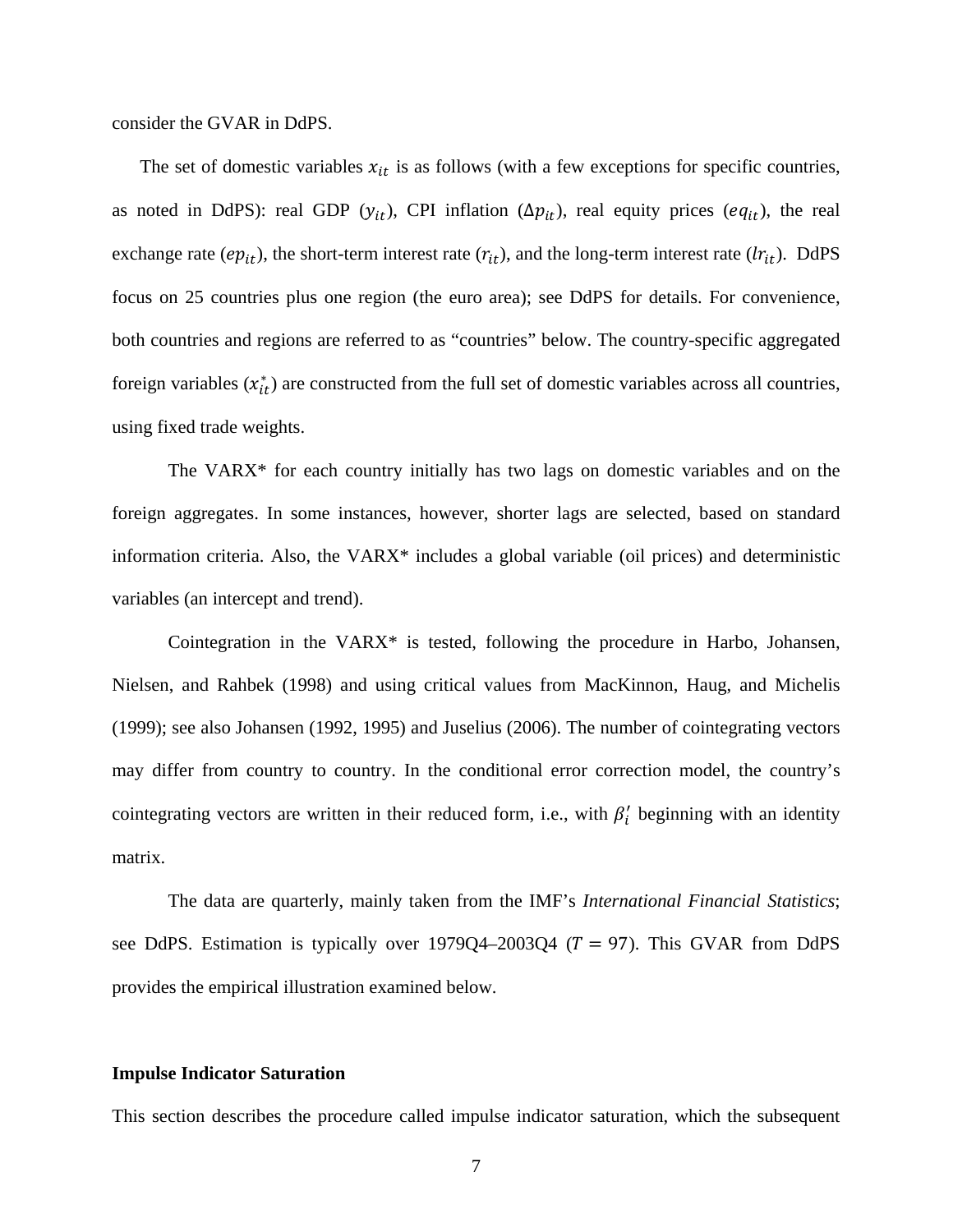consider the GVAR in DdPS.

The set of domestic variables $x_{it}$ is as follows (with a few exceptions for specific countries, as noted in DdPS): real GDP ($y_{it}$), CPI inflation ($\Delta p_{it}$), real equity prices ($eq_{it}$), the real exchange rate ($ep_{it}$), the short-term interest rate ($r_{it}$), and the long-term interest rate ($lr_{it}$). DdPS focus on 25 countries plus one region (the euro area); see DdPS for details. For convenience, both countries and regions are referred to as "countries" below. The country-specific aggregated foreign variables ($x_{it}^{*}$) are constructed from the full set of domestic variables across all countries, using fixed trade weights.

The VARX* for each country initially has two lags on domestic variables and on the foreign aggregates. In some instances, however, shorter lags are selected, based on standard information criteria. Also, the VARX* includes a global variable (oil prices) and deterministic variables (an intercept and trend).

Cointegration in the VARX* is tested, following the procedure in Harbo, Johansen, Nielsen, and Rahbek (1998) and using critical values from MacKinnon, Haug, and Michelis (1999); see also Johansen (1992, 1995) and Juselius (2006). The number of cointegrating vectors may differ from country to country. In the conditional error correction model, the country's cointegrating vectors are written in their reduced form, i.e., with $\beta_i'$ beginning with an identity matrix.

The data are quarterly, mainly taken from the IMF's *International Financial Statistics*; see DdPS. Estimation is typically over 1979Q4–2003Q4 ($T = 97$). This GVAR from DdPS provides the empirical illustration examined below.

### Impulse Indicator Saturation

This section describes the procedure called impulse indicator saturation, which the subsequent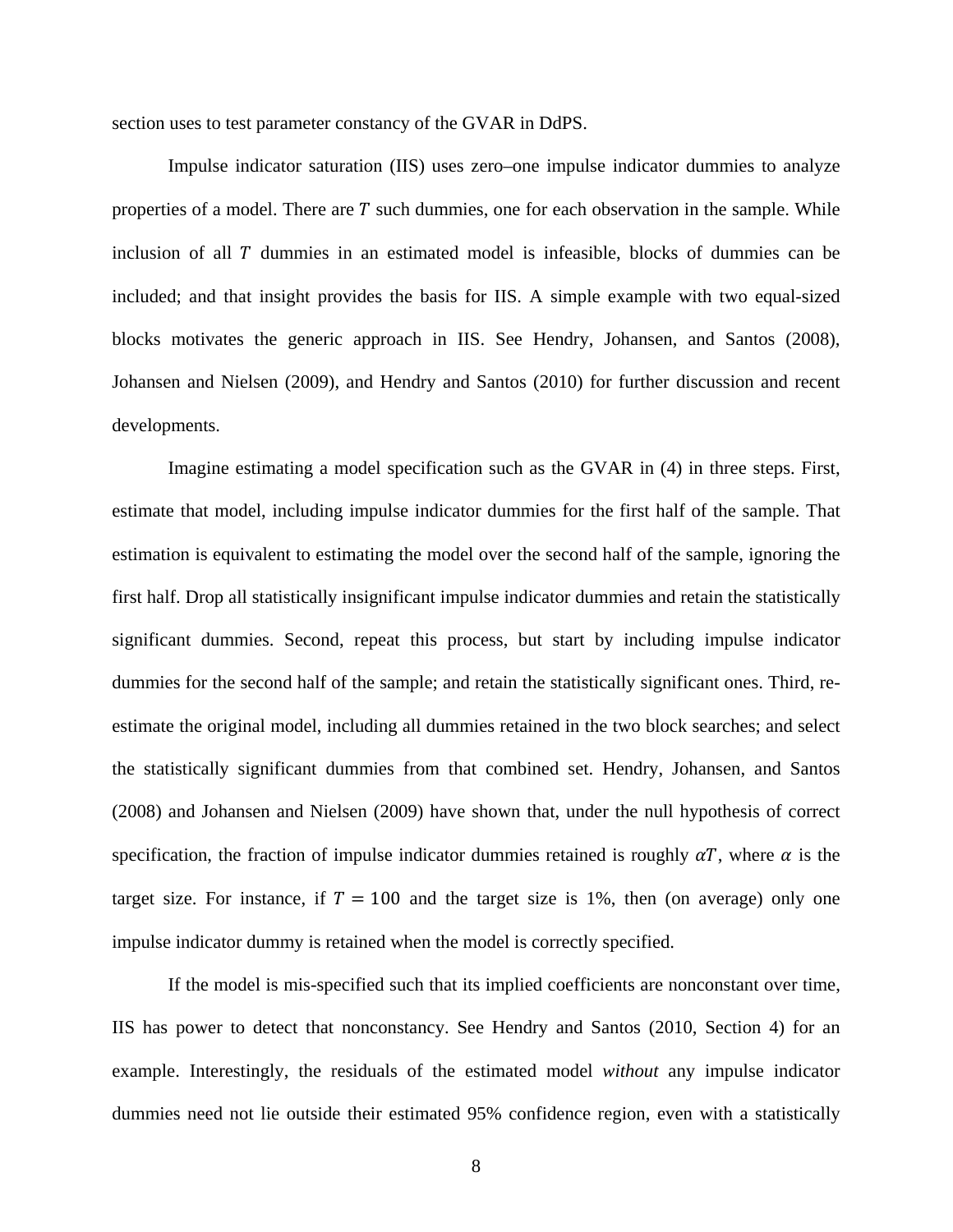section uses to test parameter constancy of the GVAR in DdPS.

Impulse indicator saturation (IIS) uses zero–one impulse indicator dummies to analyze properties of a model. There are $T$ such dummies, one for each observation in the sample. While inclusion of all $T$ dummies in an estimated model is infeasible, blocks of dummies can be included; and that insight provides the basis for IIS. A simple example with two equal-sized blocks motivates the generic approach in IIS. See Hendry, Johansen, and Santos (2008), Johansen and Nielsen (2009), and Hendry and Santos (2010) for further discussion and recent developments.

Imagine estimating a model specification such as the GVAR in (4) in three steps. First, estimate that model, including impulse indicator dummies for the first half of the sample. That estimation is equivalent to estimating the model over the second half of the sample, ignoring the first half. Drop all statistically insignificant impulse indicator dummies and retain the statistically significant dummies. Second, repeat this process, but start by including impulse indicator dummies for the second half of the sample; and retain the statistically significant ones. Third, re-estimate the original model, including all dummies retained in the two block searches; and select the statistically significant dummies from that combined set. Hendry, Johansen, and Santos (2008) and Johansen and Nielsen (2009) have shown that, under the null hypothesis of correct specification, the fraction of impulse indicator dummies retained is roughly $\alpha T$, where $\alpha$ is the target size. For instance, if $T = 100$ and the target size is 1%, then (on average) only one impulse indicator dummy is retained when the model is correctly specified.

If the model is mis-specified such that its implied coefficients are nonconstant over time, IIS has power to detect that nonconstancy. See Hendry and Santos (2010, Section 4) for an example. Interestingly, the residuals of the estimated model *without* any impulse indicator dummies need not lie outside their estimated 95% confidence region, even with a statistically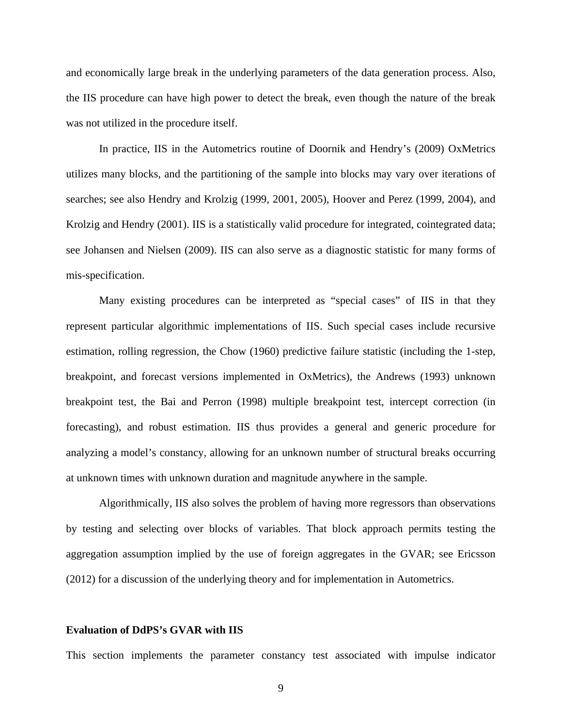and economically large break in the underlying parameters of the data generation process. Also, the IIS procedure can have high power to detect the break, even though the nature of the break was not utilized in the procedure itself.

In practice, IIS in the Autometrics routine of Doornik and Hendry's (2009) OxMetrics utilizes many blocks, and the partitioning of the sample into blocks may vary over iterations of searches; see also Hendry and Krolzig (1999, 2001, 2005), Hoover and Perez (1999, 2004), and Krolzig and Hendry (2001). IIS is a statistically valid procedure for integrated, cointegrated data; see Johansen and Nielsen (2009). IIS can also serve as a diagnostic statistic for many forms of mis-specification.

Many existing procedures can be interpreted as "special cases" of IIS in that they represent particular algorithmic implementations of IIS. Such special cases include recursive estimation, rolling regression, the Chow (1960) predictive failure statistic (including the 1-step, breakpoint, and forecast versions implemented in OxMetrics), the Andrews (1993) unknown breakpoint test, the Bai and Perron (1998) multiple breakpoint test, intercept correction (in forecasting), and robust estimation. IIS thus provides a general and generic procedure for analyzing a model's constancy, allowing for an unknown number of structural breaks occurring at unknown times with unknown duration and magnitude anywhere in the sample.

Algorithmically, IIS also solves the problem of having more regressors than observations by testing and selecting over blocks of variables. That block approach permits testing the aggregation assumption implied by the use of foreign aggregates in the GVAR; see Ericsson (2012) for a discussion of the underlying theory and for implementation in Autometrics.

**Evaluation of DdPS's GVAR with IIS**

This section implements the parameter constancy test associated with impulse indicator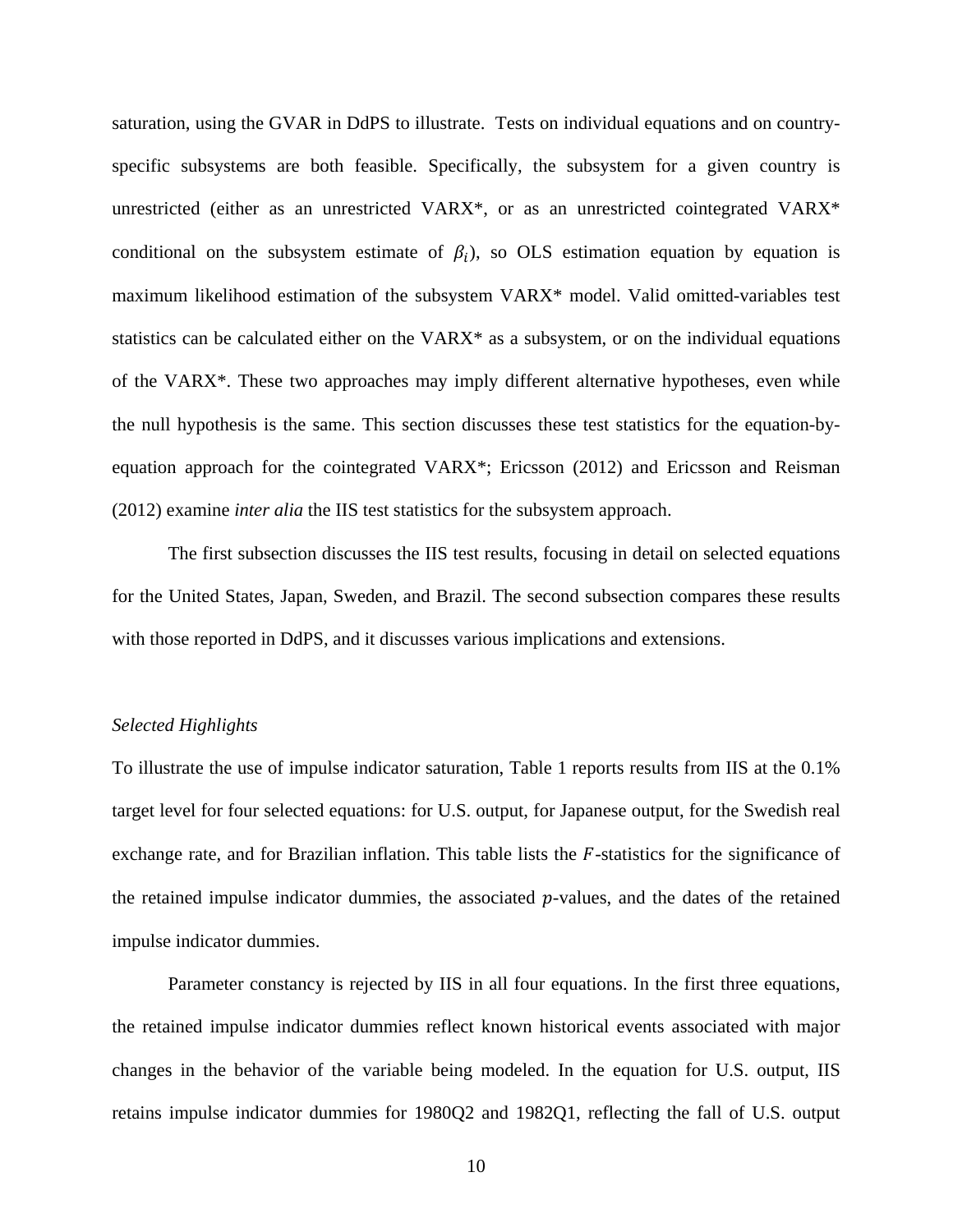saturation, using the GVAR in DdPS to illustrate. Tests on individual equations and on country-specific subsystems are both feasible. Specifically, the subsystem for a given country is unrestricted (either as an unrestricted VARX*, or as an unrestricted cointegrated VARX* conditional on the subsystem estimate of $\beta_i$), so OLS estimation equation by equation is maximum likelihood estimation of the subsystem VARX* model. Valid omitted-variables test statistics can be calculated either on the VARX* as a subsystem, or on the individual equations of the VARX*. These two approaches may imply different alternative hypotheses, even while the null hypothesis is the same. This section discusses these test statistics for the equation-by-equation approach for the cointegrated VARX*; Ericsson (2012) and Ericsson and Reisman (2012) examine *inter alia* the IIS test statistics for the subsystem approach.

The first subsection discusses the IIS test results, focusing in detail on selected equations for the United States, Japan, Sweden, and Brazil. The second subsection compares these results with those reported in DdPS, and it discusses various implications and extensions.

### *Selected Highlights*

To illustrate the use of impulse indicator saturation, Table 1 reports results from IIS at the 0.1% target level for four selected equations: for U.S. output, for Japanese output, for the Swedish real exchange rate, and for Brazilian inflation. This table lists the $F$-statistics for the significance of the retained impulse indicator dummies, the associated $p$-values, and the dates of the retained impulse indicator dummies.

Parameter constancy is rejected by IIS in all four equations. In the first three equations, the retained impulse indicator dummies reflect known historical events associated with major changes in the behavior of the variable being modeled. In the equation for U.S. output, IIS retains impulse indicator dummies for 1980Q2 and 1982Q1, reflecting the fall of U.S. output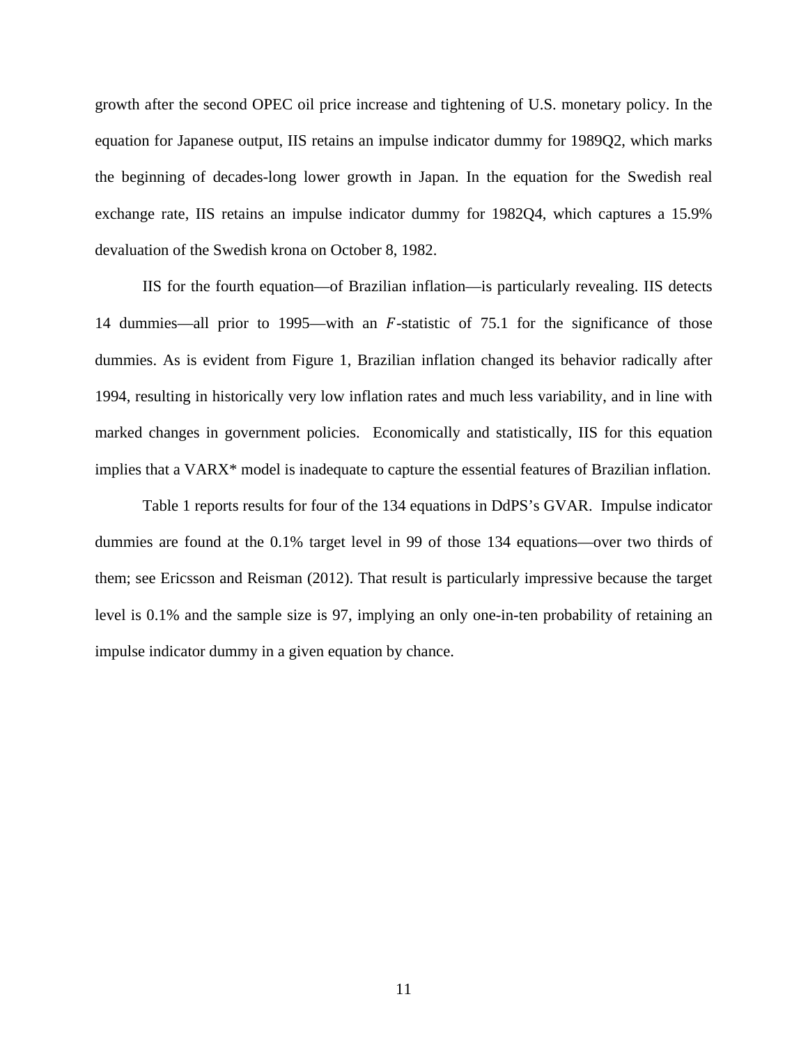growth after the second OPEC oil price increase and tightening of U.S. monetary policy. In the equation for Japanese output, IIS retains an impulse indicator dummy for 1989Q2, which marks the beginning of decades-long lower growth in Japan. In the equation for the Swedish real exchange rate, IIS retains an impulse indicator dummy for 1982Q4, which captures a 15.9% devaluation of the Swedish krona on October 8, 1982.

IIS for the fourth equation—of Brazilian inflation—is particularly revealing. IIS detects 14 dummies—all prior to 1995—with an $F$-statistic of 75.1 for the significance of those dummies. As is evident from Figure 1, Brazilian inflation changed its behavior radically after 1994, resulting in historically very low inflation rates and much less variability, and in line with marked changes in government policies. Economically and statistically, IIS for this equation implies that a VARX* model is inadequate to capture the essential features of Brazilian inflation.

Table 1 reports results for four of the 134 equations in DdPS's GVAR. Impulse indicator dummies are found at the 0.1% target level in 99 of those 134 equations—over two thirds of them; see Ericsson and Reisman (2012). That result is particularly impressive because the target level is 0.1% and the sample size is 97, implying an only one-in-ten probability of retaining an impulse indicator dummy in a given equation by chance.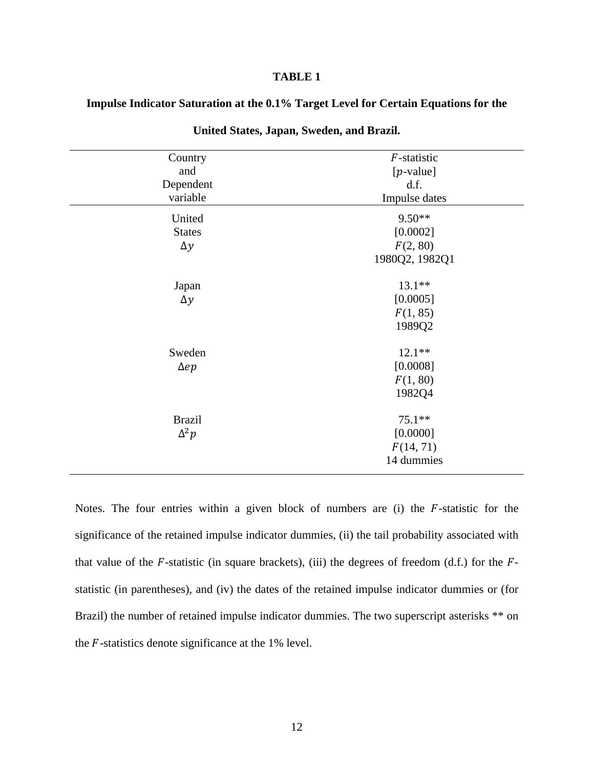**TABLE 1**

**Impulse Indicator Saturation at the 0.1% Target Level for Certain Equations for the United States, Japan, Sweden, and Brazil.**

| Country and Dependent variable | $F$-statistic [$p$-value] d.f. Impulse dates |
|---|---|
| United States $\Delta y$ | 9.50** [0.0002] $F(2, 80)$ 1980Q2, 1982Q1 |
| Japan $\Delta y$ | 13.1** [0.0005] $F(1, 85)$ 1989Q2 |
| Sweden $\Delta ep$ | 12.1** [0.0008] $F(1, 80)$ 1982Q4 |
| Brazil $\Delta^2 p$ | 75.1** [0.0000] $F(14, 71)$ 14 dummies |

Notes. The four entries within a given block of numbers are (i) the $F$-statistic for the significance of the retained impulse indicator dummies, (ii) the tail probability associated with that value of the $F$-statistic (in square brackets), (iii) the degrees of freedom (d.f.) for the $F$-statistic (in parentheses), and (iv) the dates of the retained impulse indicator dummies or (for Brazil) the number of retained impulse indicator dummies. The two superscript asterisks ** on the $F$-statistics denote significance at the 1% level.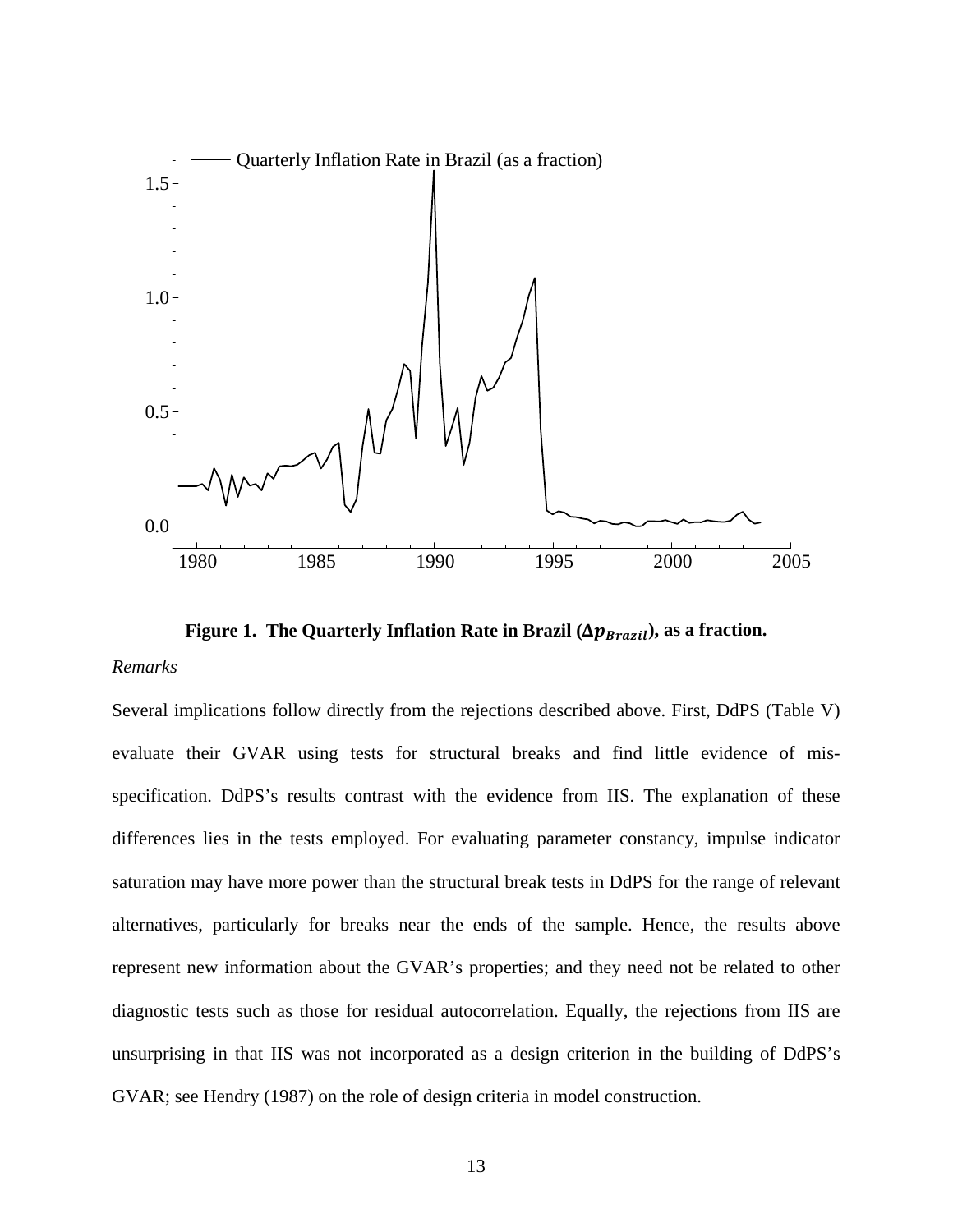**Figure 1. The Quarterly Inflation Rate in Brazil ($\Delta p_{Brazil}$), as a fraction.**

*Remarks*

Several implications follow directly from the rejections described above. First, DdPS (Table V) evaluate their GVAR using tests for structural breaks and find little evidence of mis-specification. DdPS's results contrast with the evidence from IIS. The explanation of these differences lies in the tests employed. For evaluating parameter constancy, impulse indicator saturation may have more power than the structural break tests in DdPS for the range of relevant alternatives, particularly for breaks near the ends of the sample. Hence, the results above represent new information about the GVAR's properties; and they need not be related to other diagnostic tests such as those for residual autocorrelation. Equally, the rejections from IIS are unsurprising in that IIS was not incorporated as a design criterion in the building of DdPS's GVAR; see Hendry (1987) on the role of design criteria in model construction.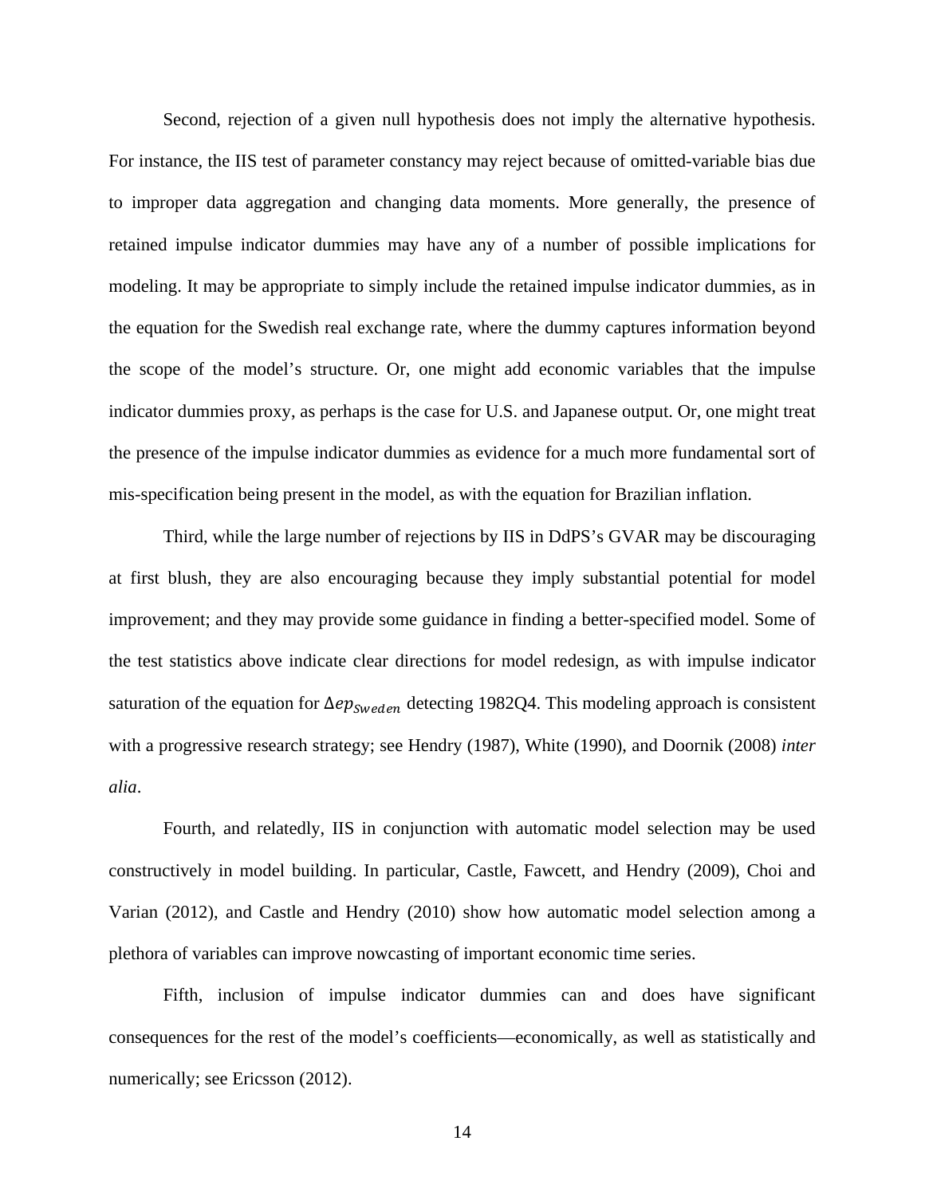Second, rejection of a given null hypothesis does not imply the alternative hypothesis. For instance, the IIS test of parameter constancy may reject because of omitted-variable bias due to improper data aggregation and changing data moments. More generally, the presence of retained impulse indicator dummies may have any of a number of possible implications for modeling. It may be appropriate to simply include the retained impulse indicator dummies, as in the equation for the Swedish real exchange rate, where the dummy captures information beyond the scope of the model's structure. Or, one might add economic variables that the impulse indicator dummies proxy, as perhaps is the case for U.S. and Japanese output. Or, one might treat the presence of the impulse indicator dummies as evidence for a much more fundamental sort of mis-specification being present in the model, as with the equation for Brazilian inflation.

Third, while the large number of rejections by IIS in DdPS's GVAR may be discouraging at first blush, they are also encouraging because they imply substantial potential for model improvement; and they may provide some guidance in finding a better-specified model. Some of the test statistics above indicate clear directions for model redesign, as with impulse indicator saturation of the equation for $\Delta ep_{Sweden}$ detecting 1982Q4. This modeling approach is consistent with a progressive research strategy; see Hendry (1987), White (1990), and Doornik (2008) *inter alia*.

Fourth, and relatedly, IIS in conjunction with automatic model selection may be used constructively in model building. In particular, Castle, Fawcett, and Hendry (2009), Choi and Varian (2012), and Castle and Hendry (2010) show how automatic model selection among a plethora of variables can improve nowcasting of important economic time series.

Fifth, inclusion of impulse indicator dummies can and does have significant consequences for the rest of the model's coefficients—economically, as well as statistically and numerically; see Ericsson (2012).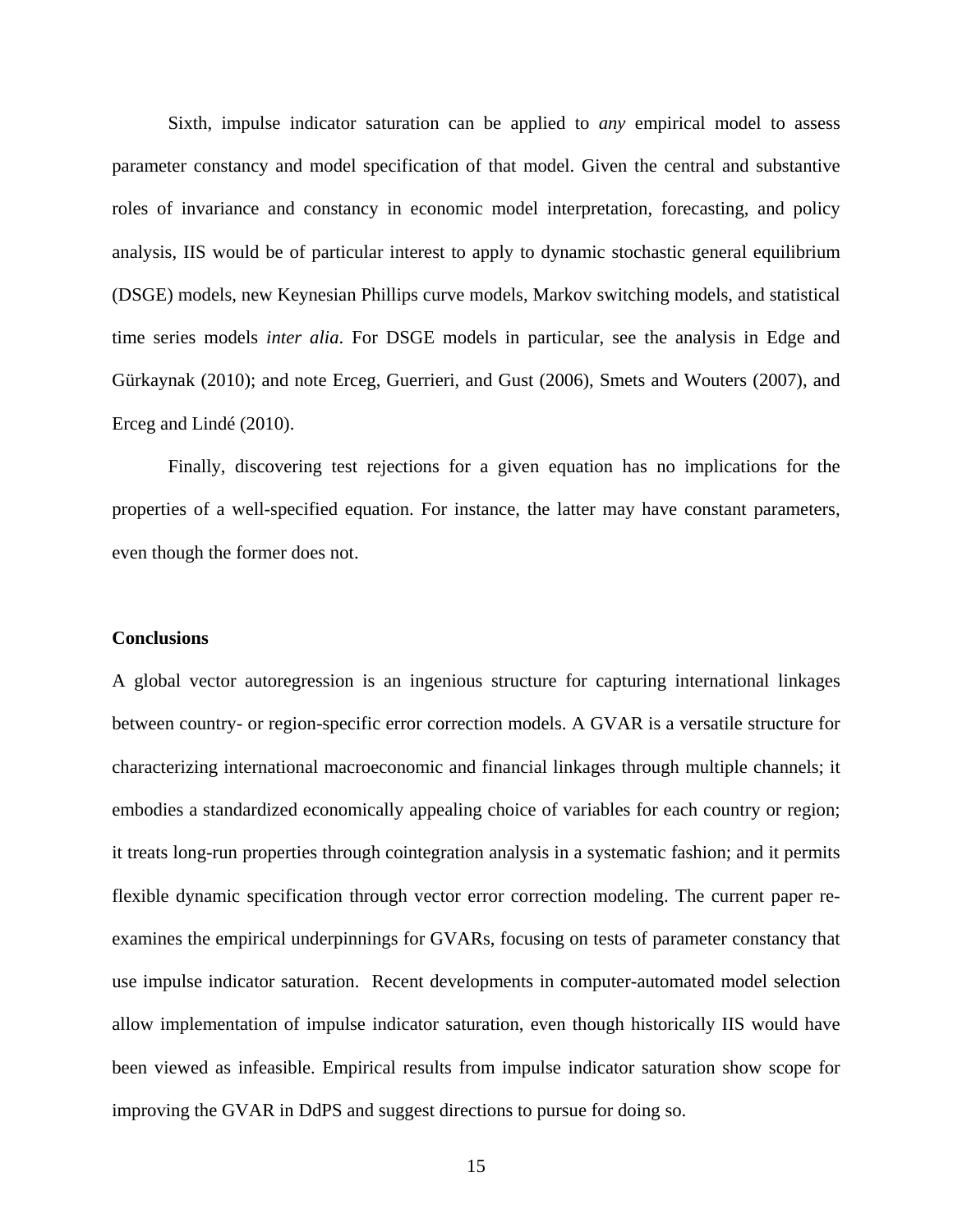Sixth, impulse indicator saturation can be applied to *any* empirical model to assess parameter constancy and model specification of that model. Given the central and substantive roles of invariance and constancy in economic model interpretation, forecasting, and policy analysis, IIS would be of particular interest to apply to dynamic stochastic general equilibrium (DSGE) models, new Keynesian Phillips curve models, Markov switching models, and statistical time series models *inter alia*. For DSGE models in particular, see the analysis in Edge and Gürkaynak (2010); and note Erceg, Guerrieri, and Gust (2006), Smets and Wouters (2007), and Erceg and Lindé (2010).

Finally, discovering test rejections for a given equation has no implications for the properties of a well-specified equation. For instance, the latter may have constant parameters, even though the former does not.

## Conclusions

A global vector autoregression is an ingenious structure for capturing international linkages between country- or region-specific error correction models. A GVAR is a versatile structure for characterizing international macroeconomic and financial linkages through multiple channels; it embodies a standardized economically appealing choice of variables for each country or region; it treats long-run properties through cointegration analysis in a systematic fashion; and it permits flexible dynamic specification through vector error correction modeling. The current paper re-examines the empirical underpinnings for GVARs, focusing on tests of parameter constancy that use impulse indicator saturation. Recent developments in computer-automated model selection allow implementation of impulse indicator saturation, even though historically IIS would have been viewed as infeasible. Empirical results from impulse indicator saturation show scope for improving the GVAR in DdPS and suggest directions to pursue for doing so.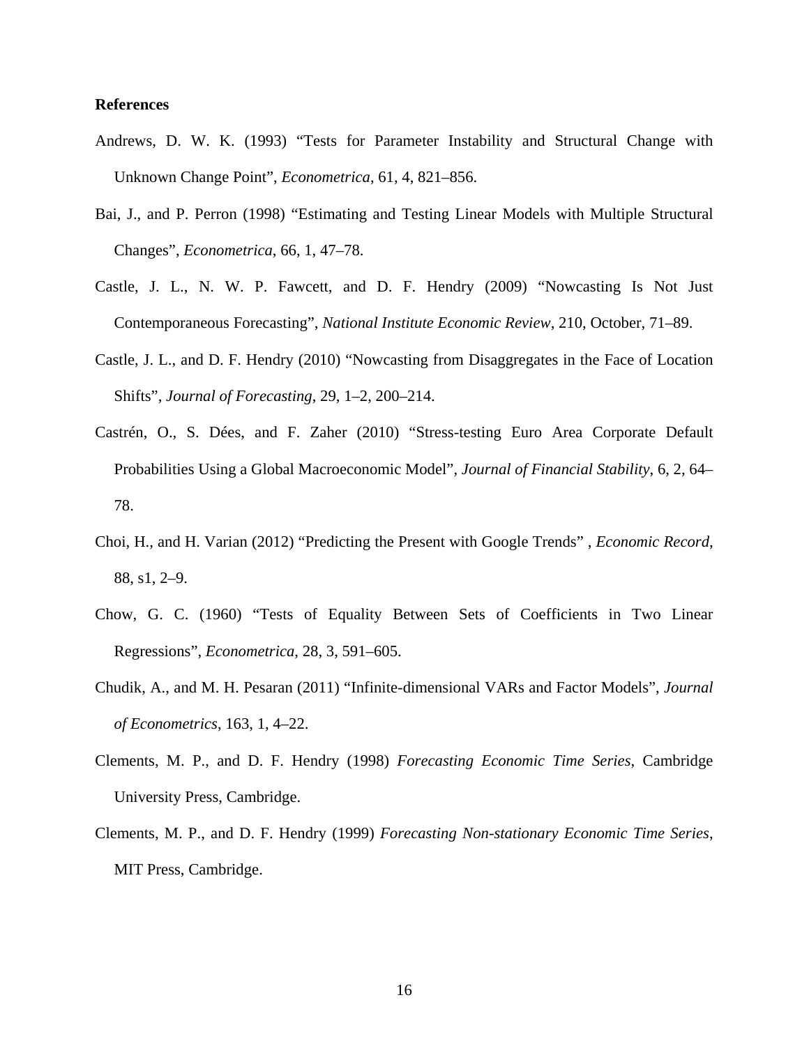**References**

Andrews, D. W. K. (1993) "Tests for Parameter Instability and Structural Change with Unknown Change Point", *Econometrica*, 61, 4, 821–856.

Bai, J., and P. Perron (1998) "Estimating and Testing Linear Models with Multiple Structural Changes", *Econometrica*, 66, 1, 47–78.

Castle, J. L., N. W. P. Fawcett, and D. F. Hendry (2009) "Nowcasting Is Not Just Contemporaneous Forecasting", *National Institute Economic Review*, 210, October, 71–89.

Castle, J. L., and D. F. Hendry (2010) "Nowcasting from Disaggregates in the Face of Location Shifts", *Journal of Forecasting*, 29, 1–2, 200–214.

Castrén, O., S. Dées, and F. Zaher (2010) "Stress-testing Euro Area Corporate Default Probabilities Using a Global Macroeconomic Model", *Journal of Financial Stability*, 6, 2, 64–78.

Choi, H., and H. Varian (2012) "Predicting the Present with Google Trends" , *Economic Record*, 88, s1, 2–9.

Chow, G. C. (1960) "Tests of Equality Between Sets of Coefficients in Two Linear Regressions", *Econometrica*, 28, 3, 591–605.

Chudik, A., and M. H. Pesaran (2011) "Infinite-dimensional VARs and Factor Models", *Journal of Econometrics*, 163, 1, 4–22.

Clements, M. P., and D. F. Hendry (1998) *Forecasting Economic Time Series*, Cambridge University Press, Cambridge.

Clements, M. P., and D. F. Hendry (1999) *Forecasting Non-stationary Economic Time Series*, MIT Press, Cambridge.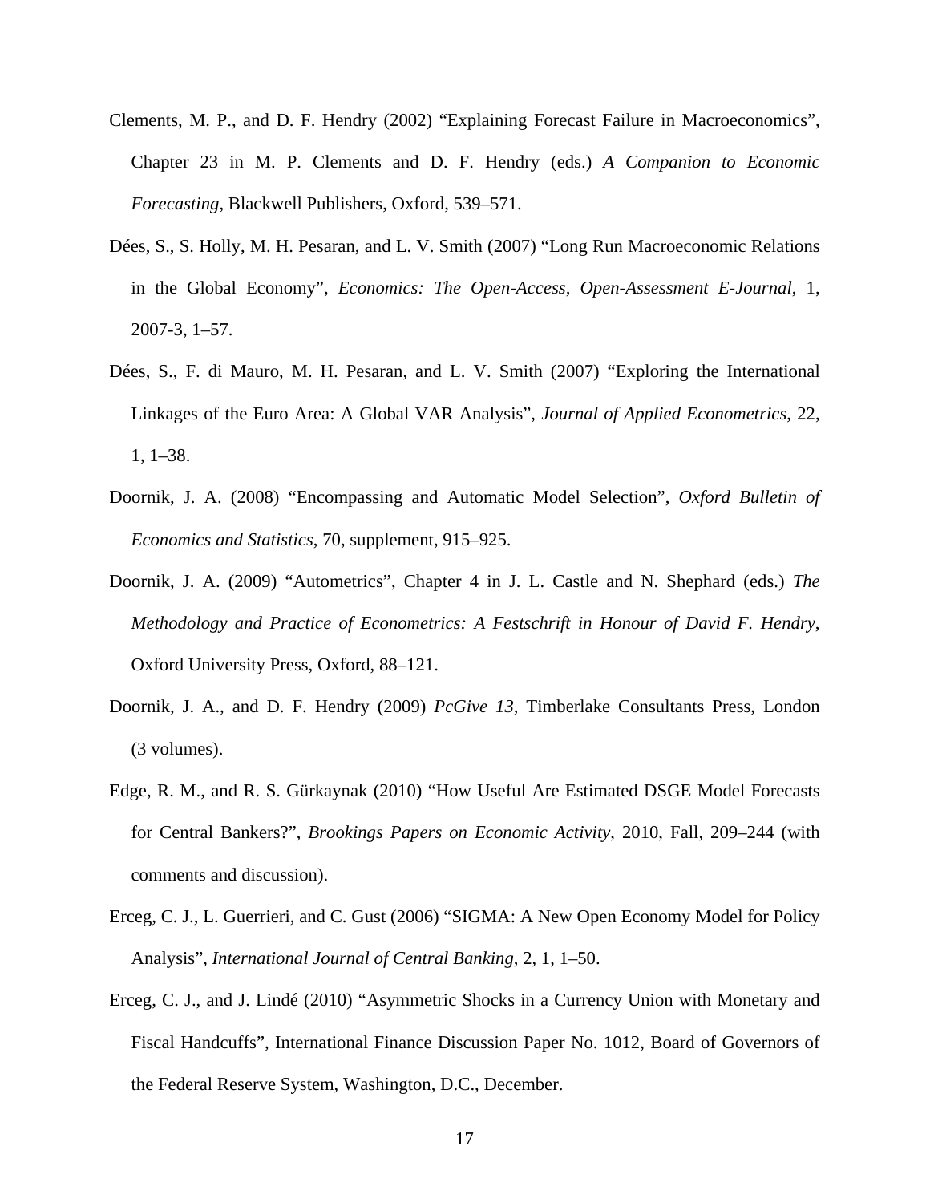Clements, M. P., and D. F. Hendry (2002) "Explaining Forecast Failure in Macroeconomics", Chapter 23 in M. P. Clements and D. F. Hendry (eds.) *A Companion to Economic Forecasting*, Blackwell Publishers, Oxford, 539–571.

Dées, S., S. Holly, M. H. Pesaran, and L. V. Smith (2007) "Long Run Macroeconomic Relations in the Global Economy", *Economics: The Open-Access, Open-Assessment E-Journal*, 1, 2007-3, 1–57.

Dées, S., F. di Mauro, M. H. Pesaran, and L. V. Smith (2007) "Exploring the International Linkages of the Euro Area: A Global VAR Analysis", *Journal of Applied Econometrics*, 22, 1, 1–38.

Doornik, J. A. (2008) "Encompassing and Automatic Model Selection", *Oxford Bulletin of Economics and Statistics*, 70, supplement, 915–925.

Doornik, J. A. (2009) "Autometrics", Chapter 4 in J. L. Castle and N. Shephard (eds.) *The Methodology and Practice of Econometrics: A Festschrift in Honour of David F. Hendry*, Oxford University Press, Oxford, 88–121.

Doornik, J. A., and D. F. Hendry (2009) *PcGive 13*, Timberlake Consultants Press, London (3 volumes).

Edge, R. M., and R. S. Gürkaynak (2010) "How Useful Are Estimated DSGE Model Forecasts for Central Bankers?", *Brookings Papers on Economic Activity*, 2010, Fall, 209–244 (with comments and discussion).

Erceg, C. J., L. Guerrieri, and C. Gust (2006) "SIGMA: A New Open Economy Model for Policy Analysis", *International Journal of Central Banking*, 2, 1, 1–50.

Erceg, C. J., and J. Lindé (2010) "Asymmetric Shocks in a Currency Union with Monetary and Fiscal Handcuffs", International Finance Discussion Paper No. 1012, Board of Governors of the Federal Reserve System, Washington, D.C., December.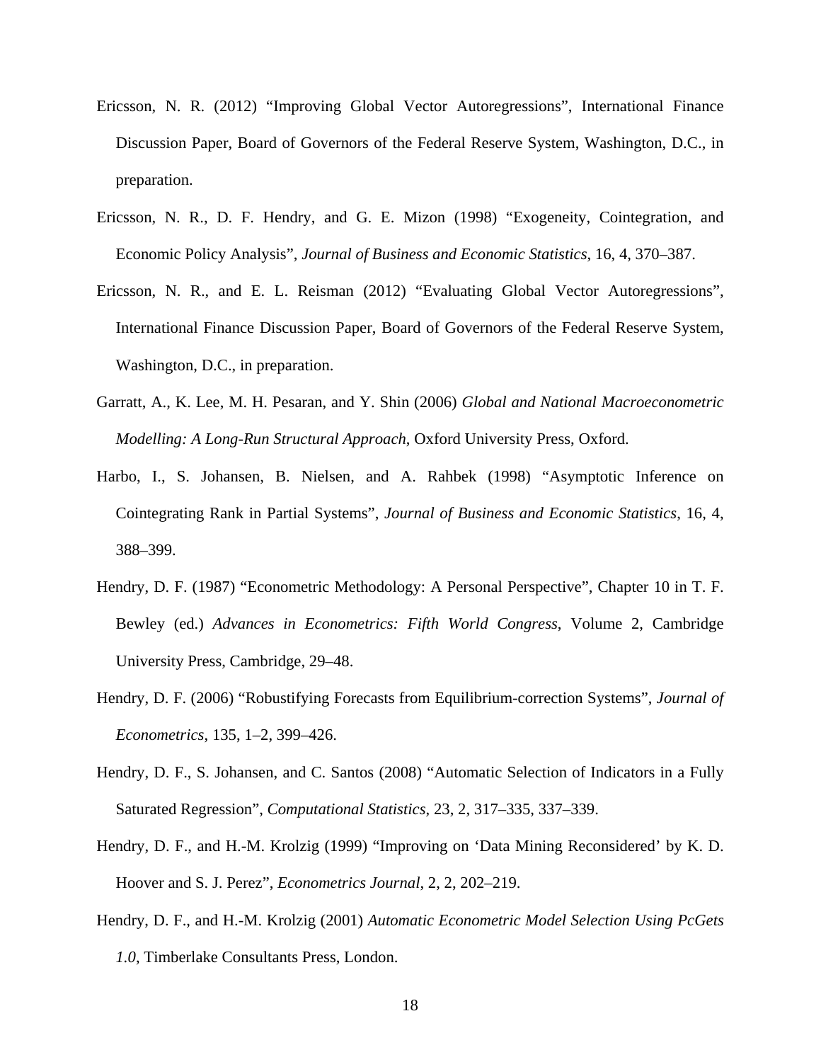Ericsson, N. R. (2012) “Improving Global Vector Autoregressions”, International Finance Discussion Paper, Board of Governors of the Federal Reserve System, Washington, D.C., in preparation.

Ericsson, N. R., D. F. Hendry, and G. E. Mizon (1998) “Exogeneity, Cointegration, and Economic Policy Analysis”, *Journal of Business and Economic Statistics*, 16, 4, 370–387.

Ericsson, N. R., and E. L. Reisman (2012) “Evaluating Global Vector Autoregressions”, International Finance Discussion Paper, Board of Governors of the Federal Reserve System, Washington, D.C., in preparation.

Garratt, A., K. Lee, M. H. Pesaran, and Y. Shin (2006) *Global and National Macroeconometric Modelling: A Long-Run Structural Approach*, Oxford University Press, Oxford.

Harbo, I., S. Johansen, B. Nielsen, and A. Rahbek (1998) “Asymptotic Inference on Cointegrating Rank in Partial Systems”, *Journal of Business and Economic Statistics*, 16, 4, 388–399.

Hendry, D. F. (1987) “Econometric Methodology: A Personal Perspective”, Chapter 10 in T. F. Bewley (ed.) *Advances in Econometrics: Fifth World Congress*, Volume 2, Cambridge University Press, Cambridge, 29–48.

Hendry, D. F. (2006) “Robustifying Forecasts from Equilibrium-correction Systems”, *Journal of Econometrics*, 135, 1–2, 399–426.

Hendry, D. F., S. Johansen, and C. Santos (2008) “Automatic Selection of Indicators in a Fully Saturated Regression”, *Computational Statistics*, 23, 2, 317–335, 337–339.

Hendry, D. F., and H.-M. Krolzig (1999) “Improving on ‘Data Mining Reconsidered’ by K. D. Hoover and S. J. Perez”, *Econometrics Journal*, 2, 2, 202–219.

Hendry, D. F., and H.-M. Krolzig (2001) *Automatic Econometric Model Selection Using PcGets 1.0*, Timberlake Consultants Press, London.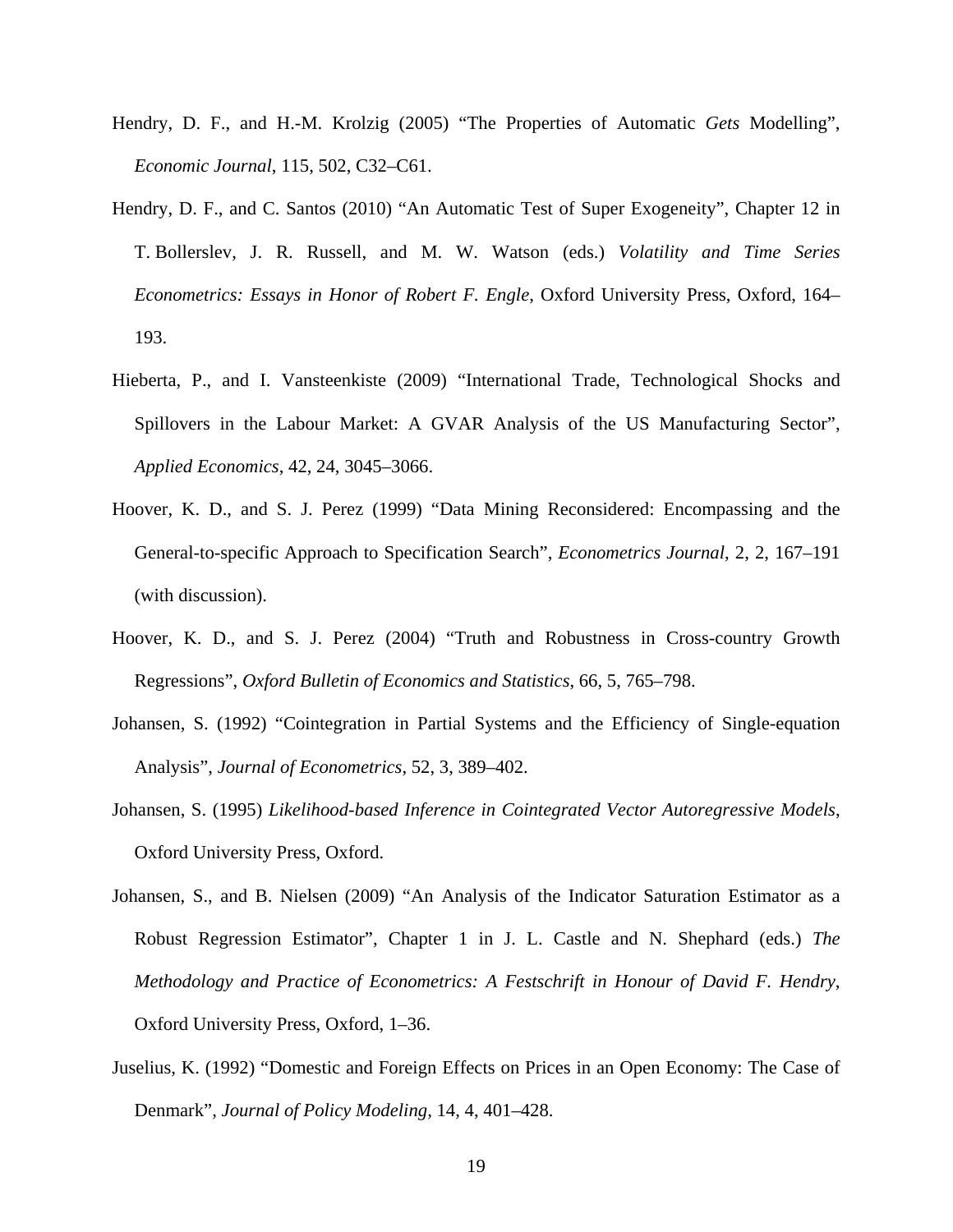Hendry, D. F., and H.-M. Krolzig (2005) "The Properties of Automatic *Gets* Modelling", *Economic Journal*, 115, 502, C32–C61.

Hendry, D. F., and C. Santos (2010) "An Automatic Test of Super Exogeneity", Chapter 12 in T. Bollerslev, J. R. Russell, and M. W. Watson (eds.) *Volatility and Time Series Econometrics: Essays in Honor of Robert F. Engle*, Oxford University Press, Oxford, 164–193.

Hieberta, P., and I. Vansteenkiste (2009) "International Trade, Technological Shocks and Spillovers in the Labour Market: A GVAR Analysis of the US Manufacturing Sector", *Applied Economics*, 42, 24, 3045–3066.

Hoover, K. D., and S. J. Perez (1999) "Data Mining Reconsidered: Encompassing and the General-to-specific Approach to Specification Search", *Econometrics Journal*, 2, 2, 167–191 (with discussion).

Hoover, K. D., and S. J. Perez (2004) "Truth and Robustness in Cross-country Growth Regressions", *Oxford Bulletin of Economics and Statistics*, 66, 5, 765–798.

Johansen, S. (1992) "Cointegration in Partial Systems and the Efficiency of Single-equation Analysis", *Journal of Econometrics*, 52, 3, 389–402.

Johansen, S. (1995) *Likelihood-based Inference in Cointegrated Vector Autoregressive Models*, Oxford University Press, Oxford.

Johansen, S., and B. Nielsen (2009) "An Analysis of the Indicator Saturation Estimator as a Robust Regression Estimator", Chapter 1 in J. L. Castle and N. Shephard (eds.) *The Methodology and Practice of Econometrics: A Festschrift in Honour of David F. Hendry*, Oxford University Press, Oxford, 1–36.

Juselius, K. (1992) "Domestic and Foreign Effects on Prices in an Open Economy: The Case of Denmark", *Journal of Policy Modeling*, 14, 4, 401–428.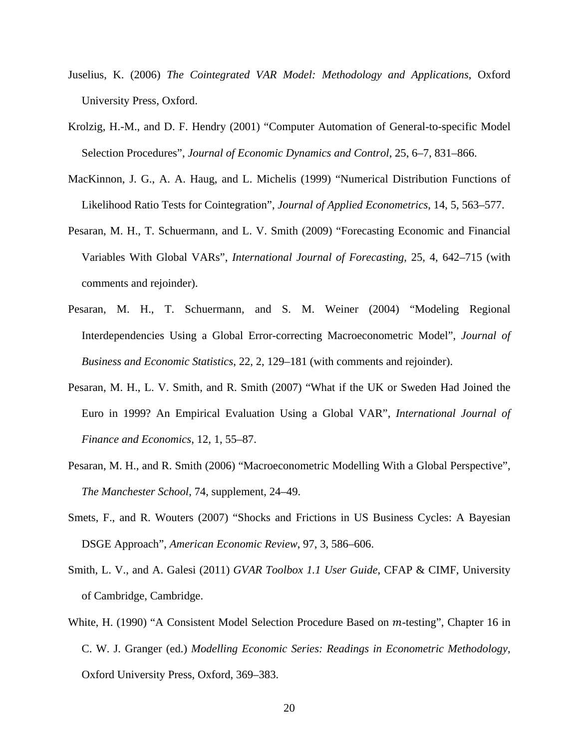Juselius, K. (2006) *The Cointegrated VAR Model: Methodology and Applications*, Oxford University Press, Oxford.

Krolzig, H.-M., and D. F. Hendry (2001) "Computer Automation of General-to-specific Model Selection Procedures", *Journal of Economic Dynamics and Control*, 25, 6–7, 831–866.

MacKinnon, J. G., A. A. Haug, and L. Michelis (1999) "Numerical Distribution Functions of Likelihood Ratio Tests for Cointegration", *Journal of Applied Econometrics*, 14, 5, 563–577.

Pesaran, M. H., T. Schuermann, and L. V. Smith (2009) "Forecasting Economic and Financial Variables With Global VARs", *International Journal of Forecasting*, 25, 4, 642–715 (with comments and rejoinder).

Pesaran, M. H., T. Schuermann, and S. M. Weiner (2004) "Modeling Regional Interdependencies Using a Global Error-correcting Macroeconometric Model", *Journal of Business and Economic Statistics*, 22, 2, 129–181 (with comments and rejoinder).

Pesaran, M. H., L. V. Smith, and R. Smith (2007) "What if the UK or Sweden Had Joined the Euro in 1999? An Empirical Evaluation Using a Global VAR", *International Journal of Finance and Economics*, 12, 1, 55–87.

Pesaran, M. H., and R. Smith (2006) "Macroeconometric Modelling With a Global Perspective", *The Manchester School*, 74, supplement, 24–49.

Smets, F., and R. Wouters (2007) "Shocks and Frictions in US Business Cycles: A Bayesian DSGE Approach", *American Economic Review*, 97, 3, 586–606.

Smith, L. V., and A. Galesi (2011) *GVAR Toolbox 1.1 User Guide*, CFAP & CIMF, University of Cambridge, Cambridge.

White, H. (1990) "A Consistent Model Selection Procedure Based on $m$-testing", Chapter 16 in C. W. J. Granger (ed.) *Modelling Economic Series: Readings in Econometric Methodology*, Oxford University Press, Oxford, 369–383.